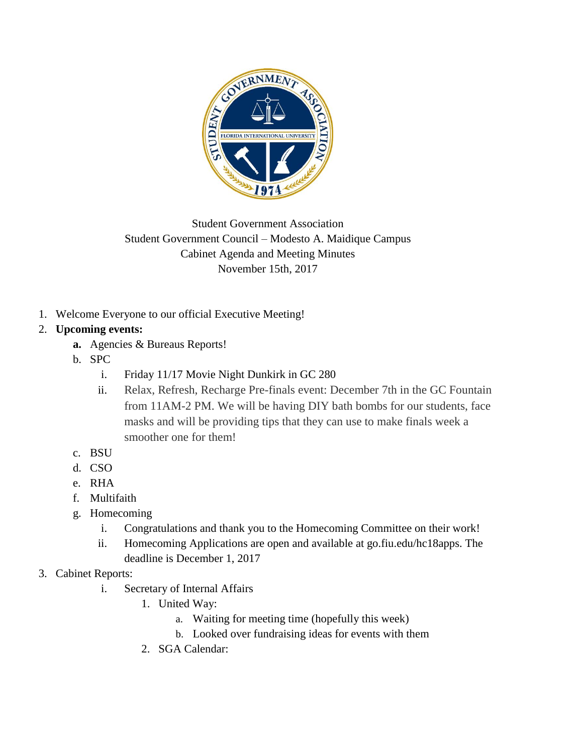Student Government Association
Student Government Council – Modesto A. Maidique Campus
Cabinet Agenda and Meeting Minutes
November 15th, 2017

1. Welcome Everyone to our official Executive Meeting!
2. **Upcoming events:**
    - **a.** Agencies & Bureaus Reports!
    - b. SPC
        - i. Friday 11/17 Movie Night Dunkirk in GC 280
        - ii. Relax, Refresh, Recharge Pre-finals event: December 7th in the GC Fountain from 11AM-2 PM. We will be having DIY bath bombs for our students, face masks and will be providing tips that they can use to make finals week a smoother one for them!
    - c. BSU
    - d. CSO
    - e. RHA
    - f. Multifaith
    - g. Homecoming
        - i. Congratulations and thank you to the Homecoming Committee on their work!
        - ii. Homecoming Applications are open and available at go.fiu.edu/hc18apps. The deadline is December 1, 2017
3. Cabinet Reports:
    - i. Secretary of Internal Affairs
        1. United Way:
            - a. Waiting for meeting time (hopefully this week)
            - b. Looked over fundraising ideas for events with them
        2. SGA Calendar: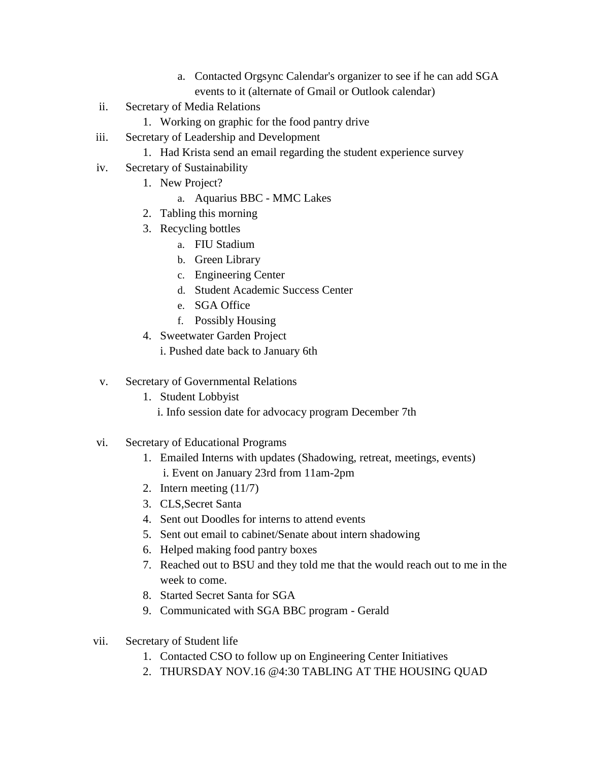- a. Contacted Orgsync Calendar's organizer to see if he can add SGA events to it (alternate of Gmail or Outlook calendar)

- ii. Secretary of Media Relations
  1. Working on graphic for the food pantry drive
- iii. Secretary of Leadership and Development
  1. Had Krista send an email regarding the student experience survey
- iv. Secretary of Sustainability
  1. New Project?
     - a. Aquarius BBC - MMC Lakes
  2. Tabling this morning
  3. Recycling bottles
     - a. FIU Stadium
     - b. Green Library
     - c. Engineering Center
     - d. Student Academic Success Center
     - e. SGA Office
     - f. Possibly Housing
  4. Sweetwater Garden Project
     - i. Pushed date back to January 6th
- v. Secretary of Governmental Relations
  1. Student Lobbyist
     - i. Info session date for advocacy program December 7th
- vi. Secretary of Educational Programs
  1. Emailed Interns with updates (Shadowing, retreat, meetings, events)
     - i. Event on January 23rd from 11am-2pm
  2. Intern meeting (11/7)
  3. CLS,Secret Santa
  4. Sent out Doodles for interns to attend events
  5. Sent out email to cabinet/Senate about intern shadowing
  6. Helped making food pantry boxes
  7. Reached out to BSU and they told me that the would reach out to me in the week to come.
  8. Started Secret Santa for SGA
  9. Communicated with SGA BBC program - Gerald
- vii. Secretary of Student life
  1. Contacted CSO to follow up on Engineering Center Initiatives
  2. THURSDAY NOV.16 @4:30 TABLING AT THE HOUSING QUAD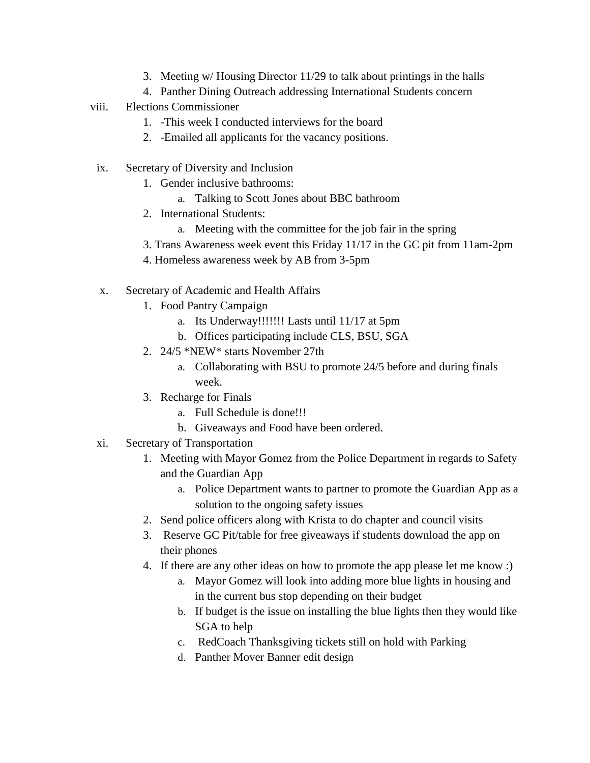3. Meeting w/ Housing Director 11/29 to talk about printings in the halls
4. Panther Dining Outreach addressing International Students concern

viii. Elections Commissioner
   1. -This week I conducted interviews for the board
   2. -Emailed all applicants for the vacancy positions.

ix. Secretary of Diversity and Inclusion
   1. Gender inclusive bathrooms:
      a. Talking to Scott Jones about BBC bathroom
   2. International Students:
      a. Meeting with the committee for the job fair in the spring
   3. Trans Awareness week event this Friday 11/17 in the GC pit from 11am-2pm
   4. Homeless awareness week by AB from 3-5pm

x. Secretary of Academic and Health Affairs
   1. Food Pantry Campaign
      a. Its Underway!!!!!!! Lasts until 11/17 at 5pm
      b. Offices participating include CLS, BSU, SGA
   2. 24/5 *NEW* starts November 27th
      a. Collaborating with BSU to promote 24/5 before and during finals week.
   3. Recharge for Finals
      a. Full Schedule is done!!!
      b. Giveaways and Food have been ordered.

xi. Secretary of Transportation
   1. Meeting with Mayor Gomez from the Police Department in regards to Safety and the Guardian App
      a. Police Department wants to partner to promote the Guardian App as a solution to the ongoing safety issues
   2. Send police officers along with Krista to do chapter and council visits
   3. Reserve GC Pit/table for free giveaways if students download the app on their phones
   4. If there are any other ideas on how to promote the app please let me know :)
      a. Mayor Gomez will look into adding more blue lights in housing and in the current bus stop depending on their budget
      b. If budget is the issue on installing the blue lights then they would like SGA to help
      c. RedCoach Thanksgiving tickets still on hold with Parking
      d. Panther Mover Banner edit design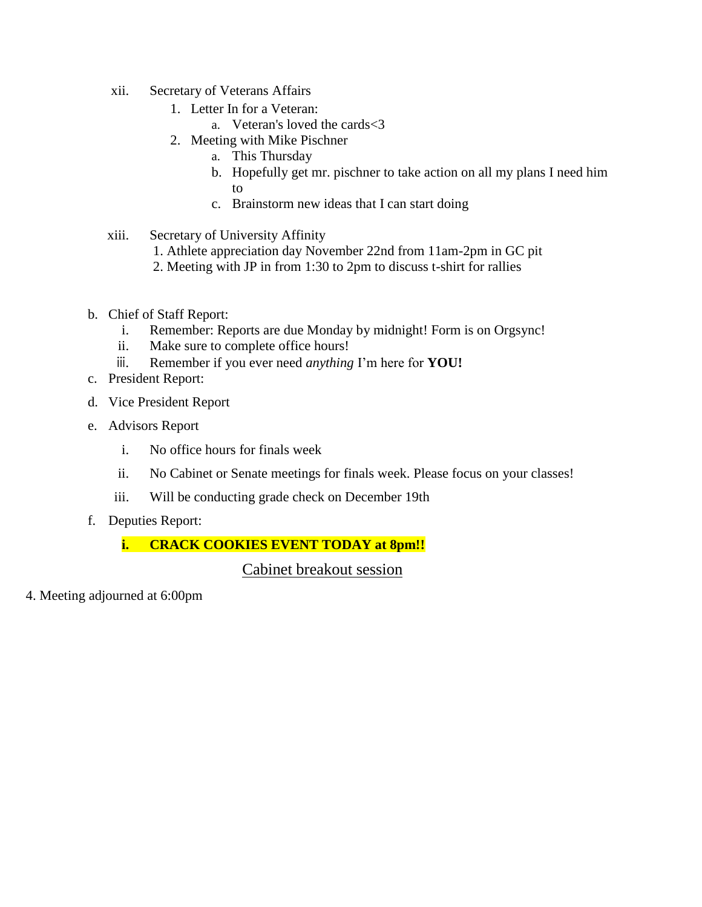xii. Secretary of Veterans Affairs

1. Letter In for a Veteran:
    a. Veteran's loved the cards<3
2. Meeting with Mike Pischner
    a. This Thursday
    b. Hopefully get mr. pischner to take action on all my plans I need him to
    c. Brainstorm new ideas that I can start doing

xiii. Secretary of University Affinity

1. Athlete appreciation day November 22nd from 11am-2pm in GC pit
2. Meeting with JP in from 1:30 to 2pm to discuss t-shirt for rallies

b. Chief of Staff Report:

i. Remember: Reports are due Monday by midnight! Form is on Orgsync!

ii. Make sure to complete office hours!

iii. Remember if you ever need *anything* I'm here for **YOU!**

c. President Report:

d. Vice President Report

e. Advisors Report

i. No office hours for finals week

ii. No Cabinet or Senate meetings for finals week. Please focus on your classes!

iii. Will be conducting grade check on December 19th

f. Deputies Report:

**i. CRACK COOKIES EVENT TODAY at 8pm!!**

Cabinet breakout session

4. Meeting adjourned at 6:00pm